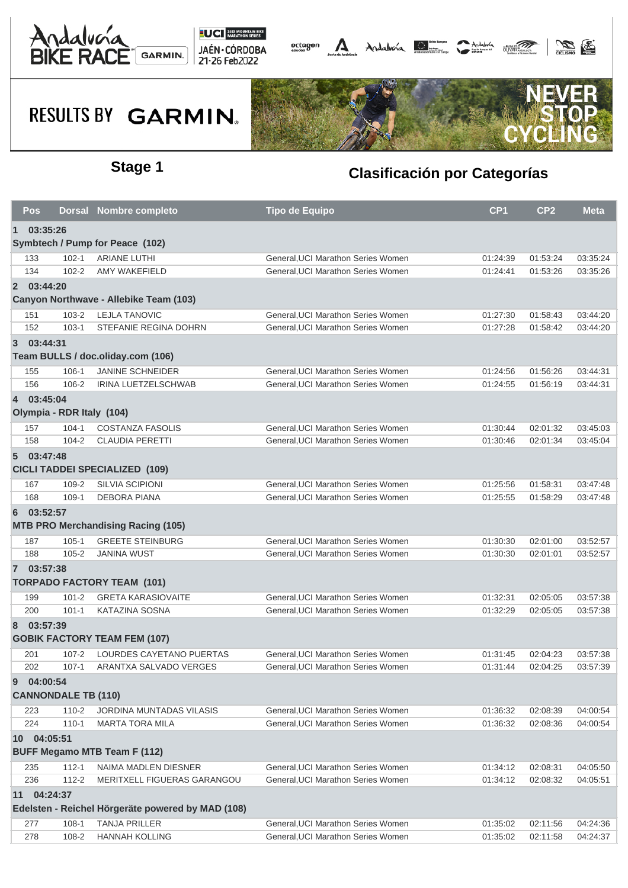Andalucía BIKE RACE GARMIN | UCI 2022 MOUNTAIN BIKE MARATHON SERIES | JAÉN · CÓRDOBA 21-26 Feb2022

RESULTS BY GARMIN.

NEVER STOP CYCLING

## Stage 1

## Clasificación por Categorías

| Pos | Dorsal | Nombre completo | Tipo de Equipo | CP1 | CP2 | Meta |
|---|---|---|---|---|---|---|
| **1 03:35:26** | | | | | | |
| **Symbtech / Pump for Peace (102)** | | | | | | |
| 133 | 102-1 | ARIANE LUTHI | General,UCI Marathon Series Women | 01:24:39 | 01:53:24 | 03:35:24 |
| 134 | 102-2 | AMY WAKEFIELD | General,UCI Marathon Series Women | 01:24:41 | 01:53:26 | 03:35:26 |
| **2 03:44:20** | | | | | | |
| **Canyon Northwave - Allebike Team (103)** | | | | | | |
| 151 | 103-2 | LEJLA TANOVIC | General,UCI Marathon Series Women | 01:27:30 | 01:58:43 | 03:44:20 |
| 152 | 103-1 | STEFANIE REGINA DOHRN | General,UCI Marathon Series Women | 01:27:28 | 01:58:42 | 03:44:20 |
| **3 03:44:31** | | | | | | |
| **Team BULLS / doc.oliday.com (106)** | | | | | | |
| 155 | 106-1 | JANINE SCHNEIDER | General,UCI Marathon Series Women | 01:24:56 | 01:56:26 | 03:44:31 |
| 156 | 106-2 | IRINA LUETZELSCHWAB | General,UCI Marathon Series Women | 01:24:55 | 01:56:19 | 03:44:31 |
| **4 03:45:04** | | | | | | |
| **Olympia - RDR Italy (104)** | | | | | | |
| 157 | 104-1 | COSTANZA FASOLIS | General,UCI Marathon Series Women | 01:30:44 | 02:01:32 | 03:45:03 |
| 158 | 104-2 | CLAUDIA PERETTI | General,UCI Marathon Series Women | 01:30:46 | 02:01:34 | 03:45:04 |
| **5 03:47:48** | | | | | | |
| **CICLI TADDEI SPECIALIZED (109)** | | | | | | |
| 167 | 109-2 | SILVIA SCIPIONI | General,UCI Marathon Series Women | 01:25:56 | 01:58:31 | 03:47:48 |
| 168 | 109-1 | DEBORA PIANA | General,UCI Marathon Series Women | 01:25:55 | 01:58:29 | 03:47:48 |
| **6 03:52:57** | | | | | | |
| **MTB PRO Merchandising Racing (105)** | | | | | | |
| 187 | 105-1 | GREETE STEINBURG | General,UCI Marathon Series Women | 01:30:30 | 02:01:00 | 03:52:57 |
| 188 | 105-2 | JANINA WUST | General,UCI Marathon Series Women | 01:30:30 | 02:01:01 | 03:52:57 |
| **7 03:57:38** | | | | | | |
| **TORPADO FACTORY TEAM (101)** | | | | | | |
| 199 | 101-2 | GRETA KARASIOVAITE | General,UCI Marathon Series Women | 01:32:31 | 02:05:05 | 03:57:38 |
| 200 | 101-1 | KATAZINA SOSNA | General,UCI Marathon Series Women | 01:32:29 | 02:05:05 | 03:57:38 |
| **8 03:57:39** | | | | | | |
| **GOBIK FACTORY TEAM FEM (107)** | | | | | | |
| 201 | 107-2 | LOURDES CAYETANO PUERTAS | General,UCI Marathon Series Women | 01:31:45 | 02:04:23 | 03:57:38 |
| 202 | 107-1 | ARANTXA SALVADO VERGES | General,UCI Marathon Series Women | 01:31:44 | 02:04:25 | 03:57:39 |
| **9 04:00:54** | | | | | | |
| **CANNONDALE TB (110)** | | | | | | |
| 223 | 110-2 | JORDINA MUNTADAS VILASIS | General,UCI Marathon Series Women | 01:36:32 | 02:08:39 | 04:00:54 |
| 224 | 110-1 | MARTA TORA MILA | General,UCI Marathon Series Women | 01:36:32 | 02:08:36 | 04:00:54 |
| **10 04:05:51** | | | | | | |
| **BUFF Megamo MTB Team F (112)** | | | | | | |
| 235 | 112-1 | NAIMA MADLEN DIESNER | General,UCI Marathon Series Women | 01:34:12 | 02:08:31 | 04:05:50 |
| 236 | 112-2 | MERITXELL FIGUERAS GARANGOU | General,UCI Marathon Series Women | 01:34:12 | 02:08:32 | 04:05:51 |
| **11 04:24:37** | | | | | | |
| **Edelsten - Reichel Hörgeräte powered by MAD (108)** | | | | | | |
| 277 | 108-1 | TANJA PRILLER | General,UCI Marathon Series Women | 01:35:02 | 02:11:56 | 04:24:36 |
| 278 | 108-2 | HANNAH KOLLING | General,UCI Marathon Series Women | 01:35:02 | 02:11:58 | 04:24:37 |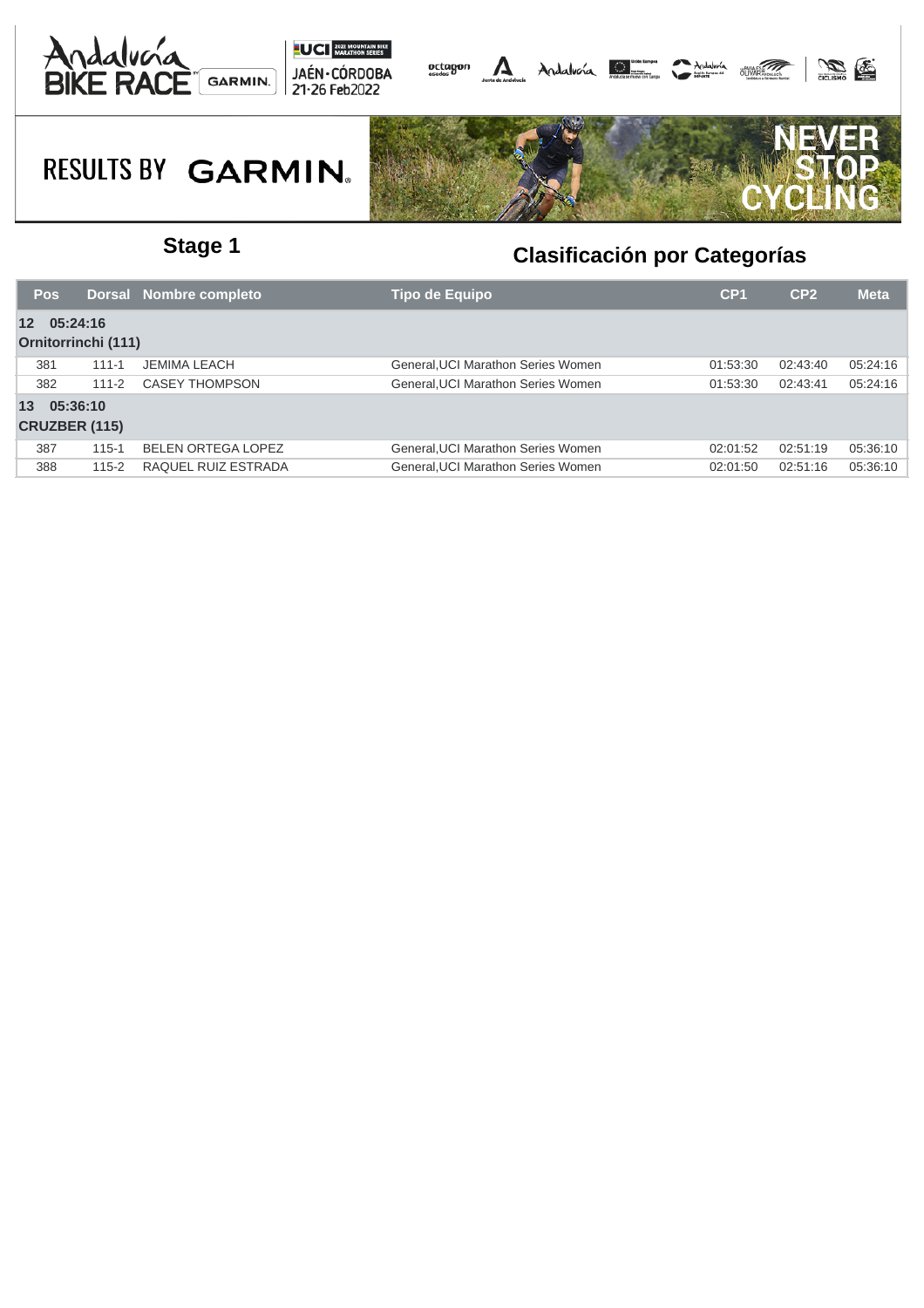## Stage 1

## Clasificación por Categorías

| Pos | Dorsal | Nombre completo | Tipo de Equipo | CP1 | CP2 | Meta |
|---|---|---|---|---|---|---|
| **12 05:24:16 Ornitorrinchi (111)** | | | | | | |
| 381 | 111-1 | JEMIMA LEACH | General,UCI Marathon Series Women | 01:53:30 | 02:43:40 | 05:24:16 |
| 382 | 111-2 | CASEY THOMPSON | General,UCI Marathon Series Women | 01:53:30 | 02:43:41 | 05:24:16 |
| **13 05:36:10 CRUZBER (115)** | | | | | | |
| 387 | 115-1 | BELEN ORTEGA LOPEZ | General,UCI Marathon Series Women | 02:01:52 | 02:51:19 | 05:36:10 |
| 388 | 115-2 | RAQUEL RUIZ ESTRADA | General,UCI Marathon Series Women | 02:01:50 | 02:51:16 | 05:36:10 |